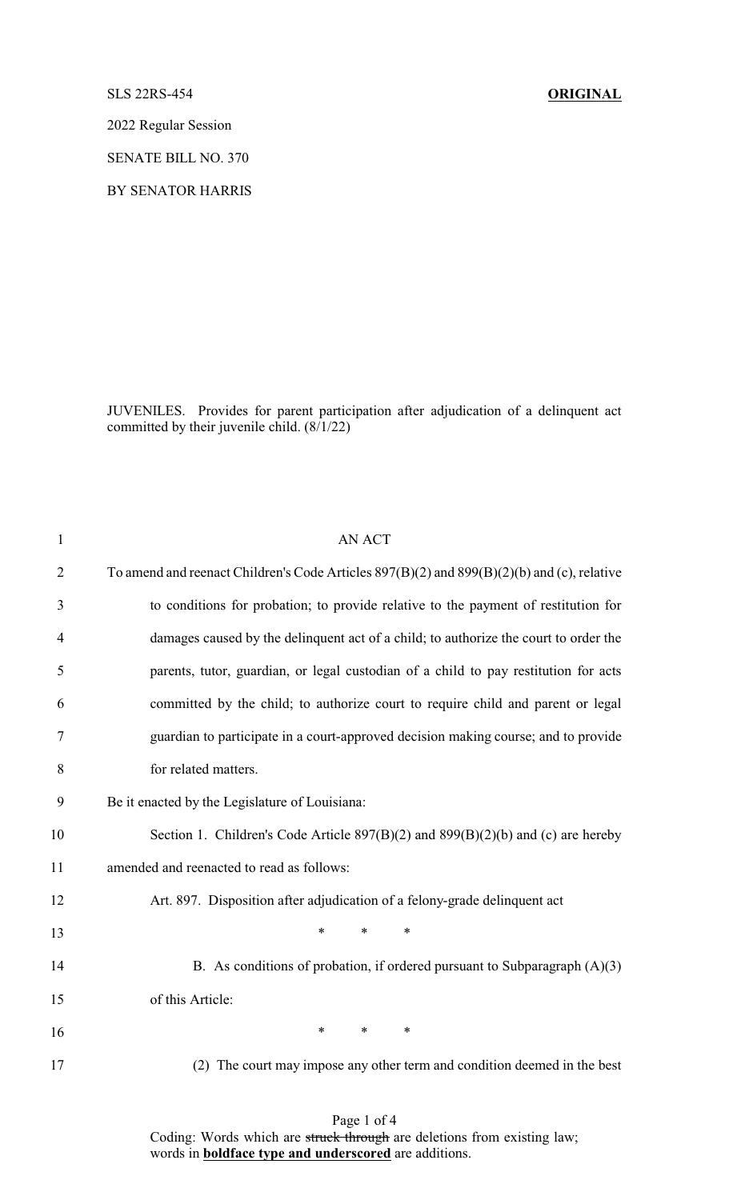SLS 22RS-454 **ORIGINAL**

2022 Regular Session

SENATE BILL NO. 370

BY SENATOR HARRIS

JUVENILES. Provides for parent participation after adjudication of a delinquent act committed by their juvenile child. (8/1/22)

AN ACT

To amend and reenact Children's Code Articles 897(B)(2) and 899(B)(2)(b) and (c), relative to conditions for probation; to provide relative to the payment of restitution for damages caused by the delinquent act of a child; to authorize the court to order the parents, tutor, guardian, or legal custodian of a child to pay restitution for acts committed by the child; to authorize court to require child and parent or legal guardian to participate in a court-approved decision making course; and to provide for related matters.

Be it enacted by the Legislature of Louisiana:

Section 1. Children's Code Article 897(B)(2) and 899(B)(2)(b) and (c) are hereby amended and reenacted to read as follows:

Art. 897. Disposition after adjudication of a felony-grade delinquent act

\* \* \*

B. As conditions of probation, if ordered pursuant to Subparagraph (A)(3) of this Article:

\* \* \*

(2) The court may impose any other term and condition deemed in the best

Coding: Words which are ~~struck through~~ are deletions from existing law; words in **boldface type and underscored** are additions.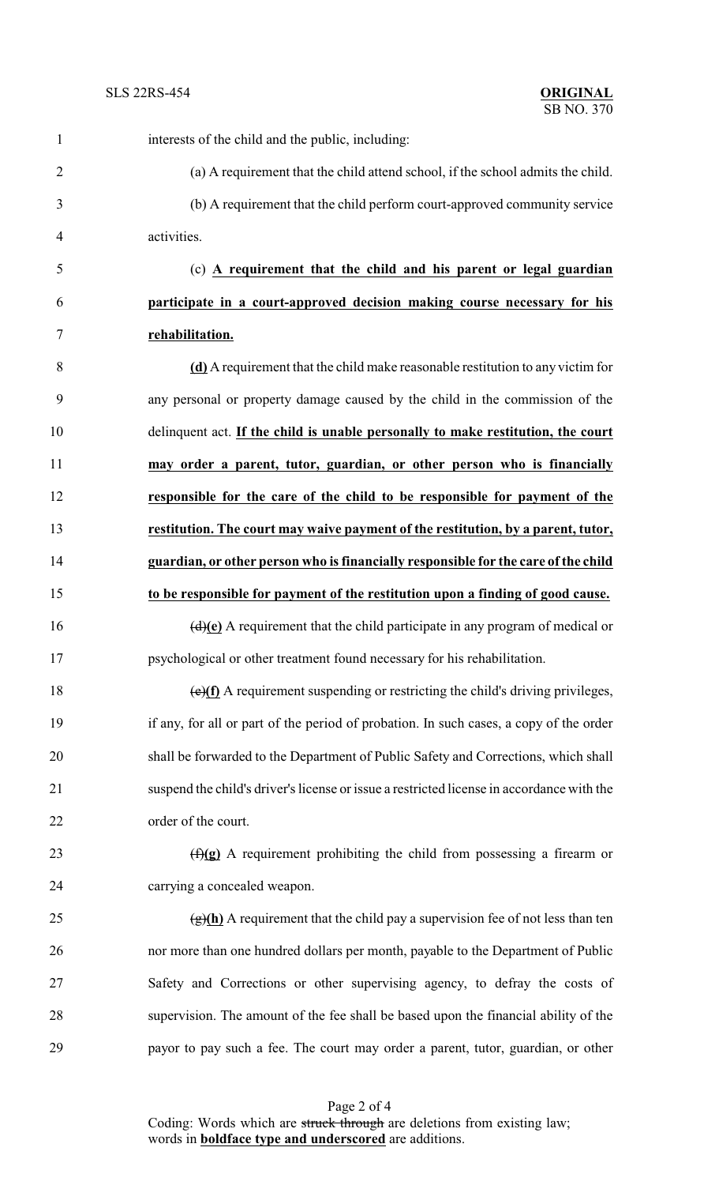interests of the child and the public, including:

(a) A requirement that the child attend school, if the school admits the child.

(b) A requirement that the child perform court-approved community service activities.

(c) **A requirement that the child and his parent or legal guardian participate in a court-approved decision making course necessary for his rehabilitation.**

**(d)** A requirement that the child make reasonable restitution to any victim for any personal or property damage caused by the child in the commission of the delinquent act. **If the child is unable personally to make restitution, the court may order a parent, tutor, guardian, or other person who is financially responsible for the care of the child to be responsible for payment of the restitution. The court may waive payment of the restitution, by a parent, tutor, guardian, or other person who is financially responsible for the care of the child to be responsible for payment of the restitution upon a finding of good cause.**

~~(d)~~**(e)** A requirement that the child participate in any program of medical or psychological or other treatment found necessary for his rehabilitation.

~~(e)~~**(f)** A requirement suspending or restricting the child's driving privileges, if any, for all or part of the period of probation. In such cases, a copy of the order shall be forwarded to the Department of Public Safety and Corrections, which shall suspend the child's driver's license or issue a restricted license in accordance with the order of the court.

~~(f)~~**(g)** A requirement prohibiting the child from possessing a firearm or carrying a concealed weapon.

~~(g)~~**(h)** A requirement that the child pay a supervision fee of not less than ten nor more than one hundred dollars per month, payable to the Department of Public Safety and Corrections or other supervising agency, to defray the costs of supervision. The amount of the fee shall be based upon the financial ability of the payor to pay such a fee. The court may order a parent, tutor, guardian, or other

Coding: Words which are ~~struck through~~ are deletions from existing law; words in **boldface type and underscored** are additions.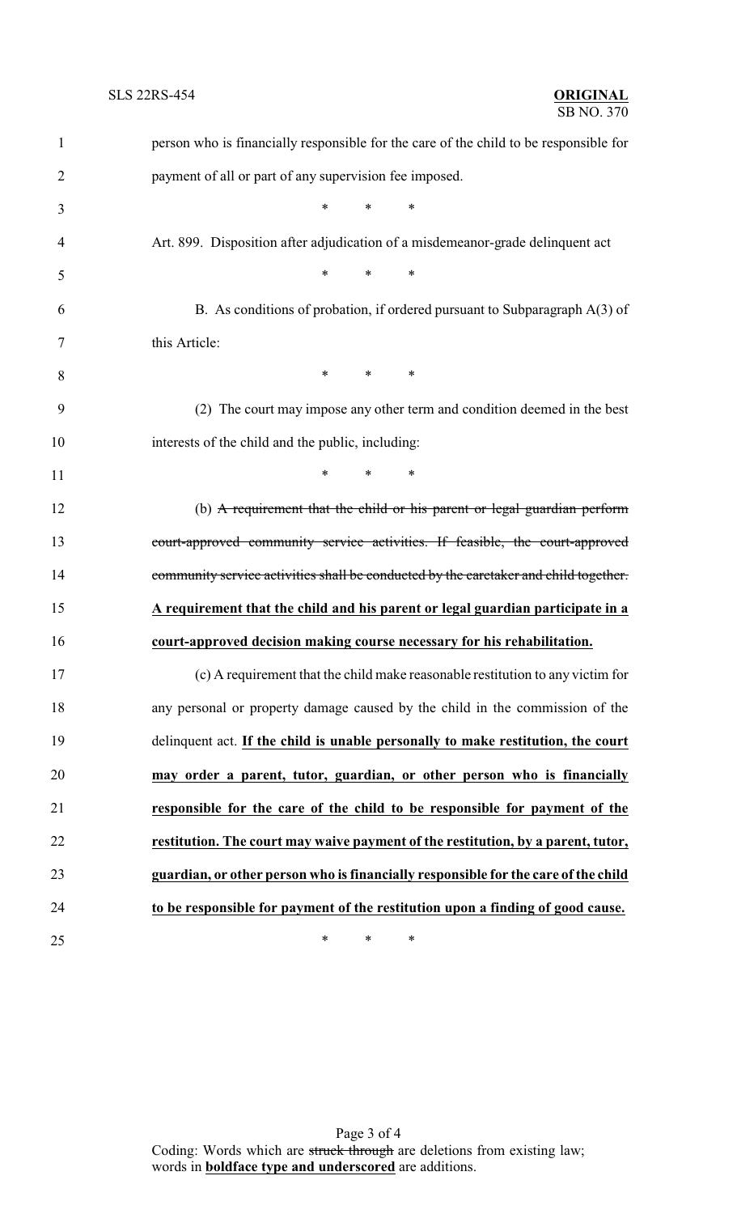person who is financially responsible for the care of the child to be responsible for payment of all or part of any supervision fee imposed.

\* \* \*

Art. 899. Disposition after adjudication of a misdemeanor-grade delinquent act

\* \* \*

B. As conditions of probation, if ordered pursuant to Subparagraph A(3) of this Article:

\* \* \*

(2) The court may impose any other term and condition deemed in the best interests of the child and the public, including:

\* \* \*

(b) ~~A requirement that the child or his parent or legal guardian perform court-approved community service activities. If feasible, the court-approved community service activities shall be conducted by the caretaker and child together.~~ **<u>A requirement that the child and his parent or legal guardian participate in a court-approved decision making course necessary for his rehabilitation.</u>**

(c) A requirement that the child make reasonable restitution to any victim for any personal or property damage caused by the child in the commission of the delinquent act. **<u>If the child is unable personally to make restitution, the court may order a parent, tutor, guardian, or other person who is financially responsible for the care of the child to be responsible for payment of the restitution. The court may waive payment of the restitution, by a parent, tutor, guardian, or other person who is financially responsible for the care of the child to be responsible for payment of the restitution upon a finding of good cause.</u>**

\* \* \*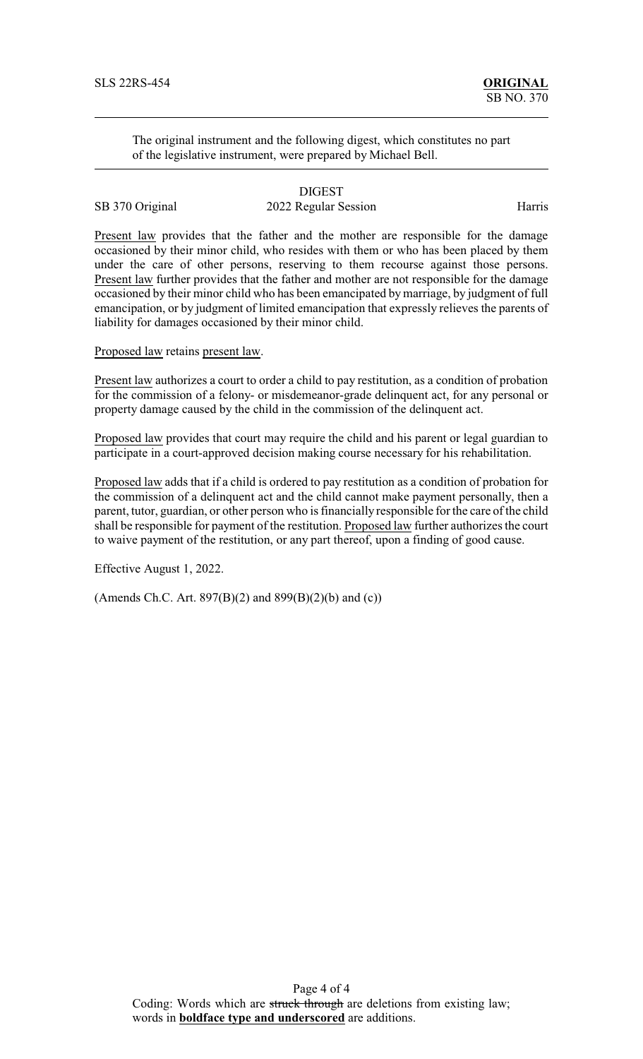SLS 22RS-454 **ORIGINAL**
SB NO. 370

---

The original instrument and the following digest, which constitutes no part of the legislative instrument, were prepared by Michael Bell.

---

DIGEST

SB 370 Original 2022 Regular Session Harris

Present law provides that the father and the mother are responsible for the damage occasioned by their minor child, who resides with them or who has been placed by them under the care of other persons, reserving to them recourse against those persons. Present law further provides that the father and mother are not responsible for the damage occasioned by their minor child who has been emancipated by marriage, by judgment of full emancipation, or by judgment of limited emancipation that expressly relieves the parents of liability for damages occasioned by their minor child.

Proposed law retains present law.

Present law authorizes a court to order a child to pay restitution, as a condition of probation for the commission of a felony- or misdemeanor-grade delinquent act, for any personal or property damage caused by the child in the commission of the delinquent act.

Proposed law provides that court may require the child and his parent or legal guardian to participate in a court-approved decision making course necessary for his rehabilitation.

Proposed law adds that if a child is ordered to pay restitution as a condition of probation for the commission of a delinquent act and the child cannot make payment personally, then a parent, tutor, guardian, or other person who is financially responsible for the care of the child shall be responsible for payment of the restitution. Proposed law further authorizes the court to waive payment of the restitution, or any part thereof, upon a finding of good cause.

Effective August 1, 2022.

(Amends Ch.C. Art. 897(B)(2) and 899(B)(2)(b) and (c))

Coding: Words which are ~~struck through~~ are deletions from existing law; words in **boldface type and underscored** are additions.